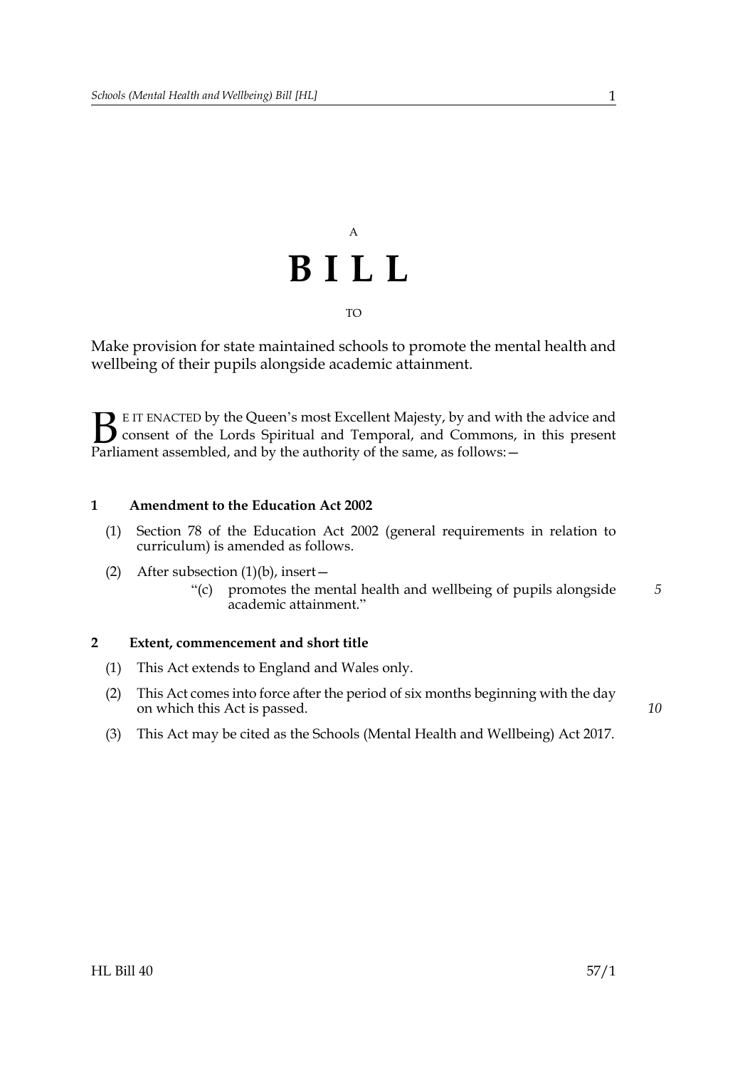A

# BILL

TO

Make provision for state maintained schools to promote the mental health and wellbeing of their pupils alongside academic attainment.

BE IT ENACTED by the Queen's most Excellent Majesty, by and with the advice and consent of the Lords Spiritual and Temporal, and Commons, in this present Parliament assembled, and by the authority of the same, as follows:—

### 1 Amendment to the Education Act 2002

(1) Section 78 of the Education Act 2002 (general requirements in relation to curriculum) is amended as follows.

(2) After subsection (1)(b), insert—

> "(c) promotes the mental health and wellbeing of pupils alongside academic attainment."

### 2 Extent, commencement and short title

(1) This Act extends to England and Wales only.

(2) This Act comes into force after the period of six months beginning with the day on which this Act is passed.

(3) This Act may be cited as the Schools (Mental Health and Wellbeing) Act 2017.

HL Bill 40 57/1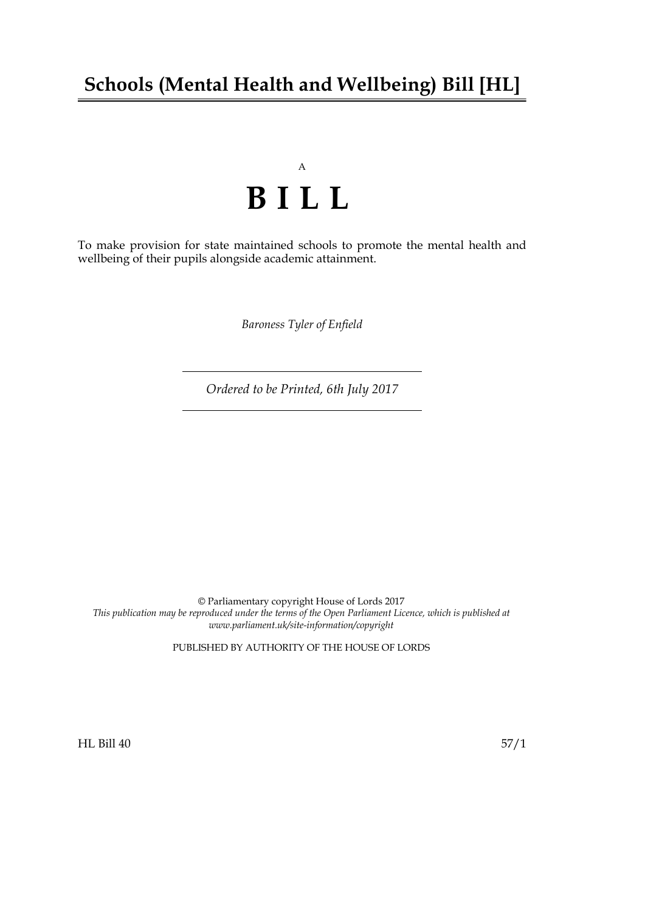# Schools (Mental Health and Wellbeing) Bill [HL]

A

# B I L L

To make provision for state maintained schools to promote the mental health and wellbeing of their pupils alongside academic attainment.

*Baroness Tyler of Enfield*

*Ordered to be Printed, 6th July 2017*

© Parliamentary copyright House of Lords 2017
*This publication may be reproduced under the terms of the Open Parliament Licence, which is published at www.parliament.uk/site-information/copyright*

PUBLISHED BY AUTHORITY OF THE HOUSE OF LORDS

HL Bill 40 57/1